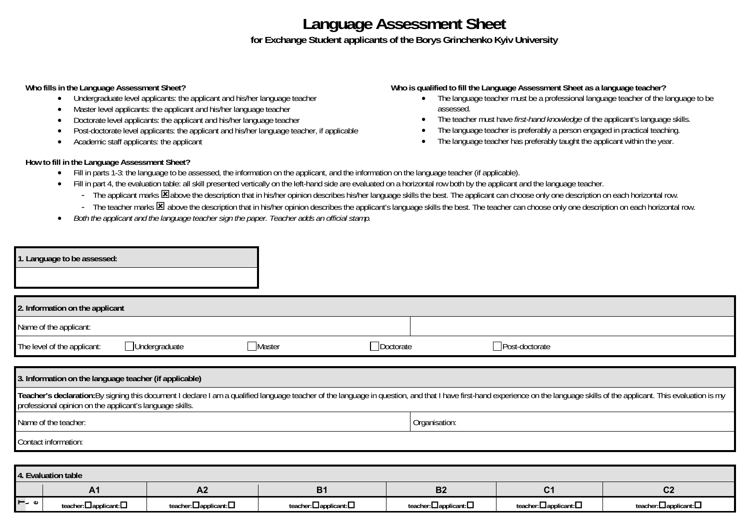# Language Assessment Sheet

**for Exchange Student applicants of the Borys Grinchenko Kyiv University**

**Who fills in the Language Assessment Sheet?**

- Undergraduate level applicants: the applicant and his/her language teacher
- Master level applicants: the applicant and his/her language teacher
- Doctorate level applicants: the applicant and his/her language teacher
- Post-doctorate level applicants: the applicant and his/her language teacher, if applicable
- Academic staff applicants: the applicant

**Who is qualified to fill the Language Assessment Sheet as a language teacher?**

- The language teacher must be a professional language teacher of the language to be assessed.
- The teacher must have *first-hand knowledge* of the applicant's language skills.
- The language teacher is preferably a person engaged in practical teaching.
- The language teacher has preferably taught the applicant within the year.

**How to fill in the Language Assessment Sheet?**

- Fill in parts 1-3: the language to be assessed, the information on the applicant, and the information on the language teacher (if applicable).
- Fill in part 4, the evaluation table: all skill presented vertically on the left-hand side are evaluated on a horizontal row both by the applicant and the language teacher.
  - The applicant marks ☒ above the description that in his/her opinion describes his/her language skills the best. The applicant can choose only one description on each horizontal row.
  - The teacher marks ☒ above the description that in his/her opinion describes the applicant's language skills the best. The teacher can choose only one description on each horizontal row.
- *Both the applicant and the language teacher sign the paper. Teacher adds an official stamp.*

| **1. Language to be assessed:** |
|---|
| |

| **2. Information on the applicant** | | | | |
|---|---|---|---|---|
| Name of the applicant: | | | | |
| The level of the applicant: | ☐ Undergraduate | ☐ Master | ☐ Doctorate | ☐ Post-doctorate |

| **3. Information on the language teacher (if applicable)** | |
|---|---|
| **Teacher's declaration:** By signing this document I declare I am a qualified language teacher of the language in question, and that I have first-hand experience on the language skills of the applicant. This evaluation is my professional opinion on the applicant's language skills. | |
| Name of the teacher: | Organisation: |
| Contact information: | |

| **4. Evaluation table** | | | | | | |
|---|---|---|---|---|---|---|
| | **A1** | **A2** | **B1** | **B2** | **C1** | **C2** |
| Te | teacher: ☐ applicant: ☐ | teacher: ☐ applicant: ☐ | teacher: ☐ applicant: ☐ | teacher: ☐ applicant: ☐ | teacher: ☐ applicant: ☐ | teacher: ☐ applicant: ☐ |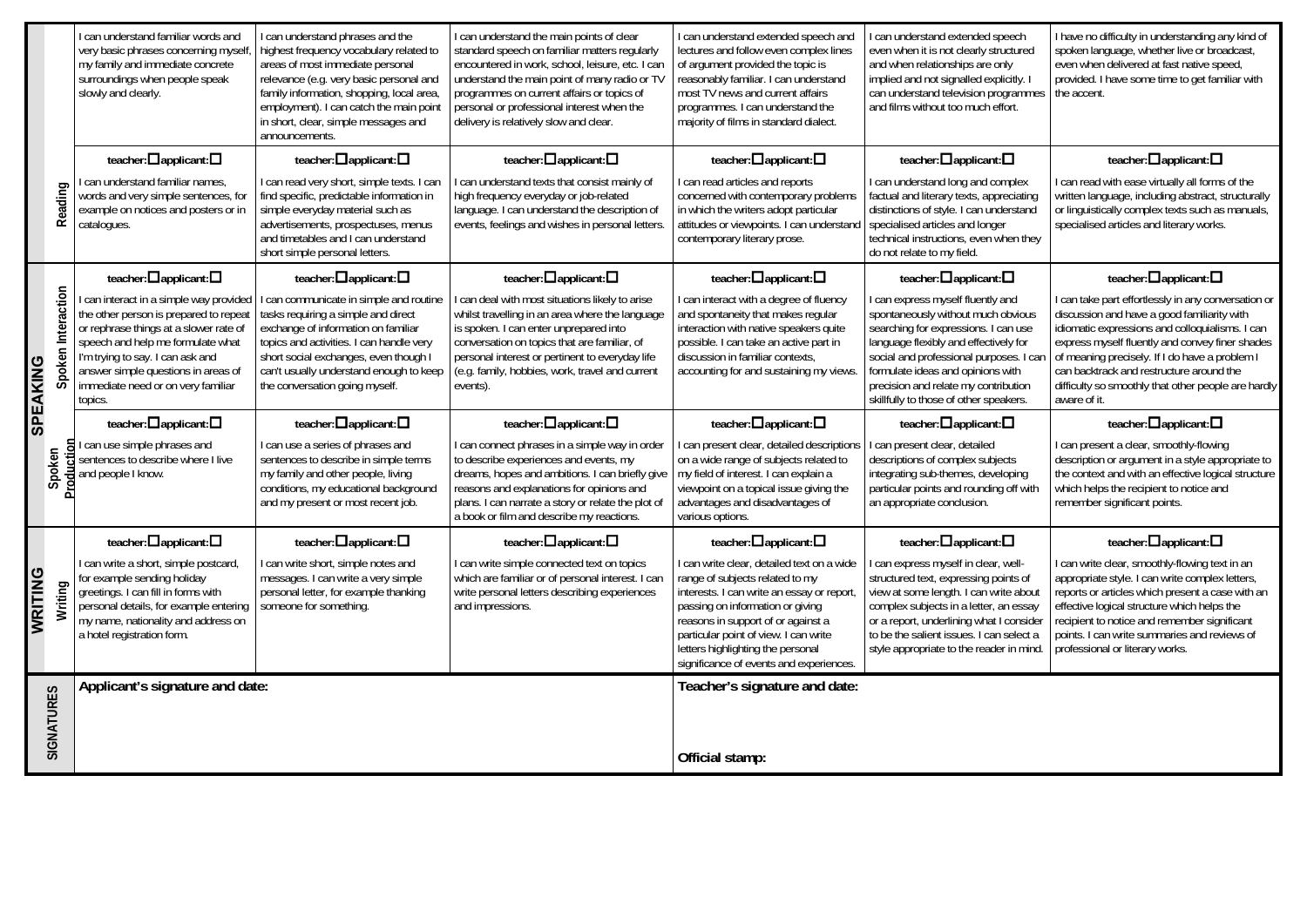| | | | | | | | |
|---|---|---|---|---|---|---|---|
| | | I can understand familiar words and very basic phrases concerning myself, my family and immediate concrete surroundings when people speak slowly and clearly. | I can understand phrases and the highest frequency vocabulary related to areas of most immediate personal relevance (e.g. very basic personal and family information, shopping, local area, employment). I can catch the main point in short, clear, simple messages and announcements. | I can understand the main points of clear standard speech on familiar matters regularly encountered in work, school, leisure, etc. I can understand the main point of many radio or TV programmes on current affairs or topics of personal or professional interest when the delivery is relatively slow and clear. | I can understand extended speech and lectures and follow even complex lines of argument provided the topic is reasonably familiar. I can understand most TV news and current affairs programmes. I can understand the majority of films in standard dialect. | I can understand extended speech even when it is not clearly structured and when relationships are only implied and not signalled explicitly. I can understand television programmes and films without too much effort. | I have no difficulty in understanding any kind of spoken language, whether live or broadcast, even when delivered at fast native speed, provided. I have some time to get familiar with the accent. |
| | | teacher: ☐ applicant: ☐ | teacher: ☐ applicant: ☐ | teacher: ☐ applicant: ☐ | teacher: ☐ applicant: ☐ | teacher: ☐ applicant: ☐ | teacher: ☐ applicant: ☐ |
| | Reading | I can understand familiar names, words and very simple sentences, for example on notices and posters or in catalogues. | I can read very short, simple texts. I can find specific, predictable information in simple everyday material such as advertisements, prospectuses, menus and timetables and I can understand short simple personal letters. | I can understand texts that consist mainly of high frequency everyday or job-related language. I can understand the description of events, feelings and wishes in personal letters. | I can read articles and reports concerned with contemporary problems in which the writers adopt particular attitudes or viewpoints. I can understand contemporary literary prose. | I can understand long and complex factual and literary texts, appreciating distinctions of style. I can understand specialised articles and longer technical instructions, even when they do not relate to my field. | I can read with ease virtually all forms of the written language, including abstract, structurally or linguistically complex texts such as manuals, specialised articles and literary works. |
| | | teacher: ☐ applicant: ☐ | teacher: ☐ applicant: ☐ | teacher: ☐ applicant: ☐ | teacher: ☐ applicant: ☐ | teacher: ☐ applicant: ☐ | teacher: ☐ applicant: ☐ |
| SPEAKING | Spoken Interaction | I can interact in a simple way provided the other person is prepared to repeat or rephrase things at a slower rate of speech and help me formulate what I'm trying to say. I can ask and answer simple questions in areas of immediate need or on very familiar topics. | I can communicate in simple and routine tasks requiring a simple and direct exchange of information on familiar topics and activities. I can handle very short social exchanges, even though I can't usually understand enough to keep the conversation going myself. | I can deal with most situations likely to arise whilst travelling in an area where the language is spoken. I can enter unprepared into conversation on topics that are familiar, of personal interest or pertinent to everyday life (e.g. family, hobbies, work, travel and current events). | I can interact with a degree of fluency and spontaneity that makes regular interaction with native speakers quite possible. I can take an active part in discussion in familiar contexts, accounting for and sustaining my views. | I can express myself fluently and spontaneously without much obvious searching for expressions. I can use language flexibly and effectively for social and professional purposes. I can formulate ideas and opinions with precision and relate my contribution skillfully to those of other speakers. | I can take part effortlessly in any conversation or discussion and have a good familiarity with idiomatic expressions and colloquialisms. I can express myself fluently and convey finer shades of meaning precisely. If I do have a problem I can backtrack and restructure around the difficulty so smoothly that other people are hardly aware of it. |
| | | teacher: ☐ applicant: ☐ | teacher: ☐ applicant: ☐ | teacher: ☐ applicant: ☐ | teacher: ☐ applicant: ☐ | teacher: ☐ applicant: ☐ | teacher: ☐ applicant: ☐ |
| | Spoken Production | I can use simple phrases and sentences to describe where I live and people I know. | I can use a series of phrases and sentences to describe in simple terms my family and other people, living conditions, my educational background and my present or most recent job. | I can connect phrases in a simple way in order to describe experiences and events, my dreams, hopes and ambitions. I can briefly give reasons and explanations for opinions and plans. I can narrate a story or relate the plot of a book or film and describe my reactions. | I can present clear, detailed descriptions on a wide range of subjects related to my field of interest. I can explain a viewpoint on a topical issue giving the advantages and disadvantages of various options. | I can present clear, detailed descriptions of complex subjects integrating sub-themes, developing particular points and rounding off with an appropriate conclusion. | I can present a clear, smoothly-flowing description or argument in a style appropriate to the context and with an effective logical structure which helps the recipient to notice and remember significant points. |
| | | teacher: ☐ applicant: ☐ | teacher: ☐ applicant: ☐ | teacher: ☐ applicant: ☐ | teacher: ☐ applicant: ☐ | teacher: ☐ applicant: ☐ | teacher: ☐ applicant: ☐ |
| WRITING | Writing | I can write a short, simple postcard, for example sending holiday greetings. I can fill in forms with personal details, for example entering my name, nationality and address on a hotel registration form. | I can write short, simple notes and messages. I can write a very simple personal letter, for example thanking someone for something. | I can write simple connected text on topics which are familiar or of personal interest. I can write personal letters describing experiences and impressions. | I can write clear, detailed text on a wide range of subjects related to my interests. I can write an essay or report, passing on information or giving reasons in support of or against a particular point of view. I can write letters highlighting the personal significance of events and experiences. | I can express myself in clear, well-structured text, expressing points of view at some length. I can write about complex subjects in a letter, an essay or a report, underlining what I consider to be the salient issues. I can select a style appropriate to the reader in mind. | I can write clear, smoothly-flowing text in an appropriate style. I can write complex letters, reports or articles which present a case with an effective logical structure which helps the recipient to notice and remember significant points. I can write summaries and reviews of professional or literary works. |
| | | teacher: ☐ applicant: ☐ | teacher: ☐ applicant: ☐ | teacher: ☐ applicant: ☐ | teacher: ☐ applicant: ☐ | teacher: ☐ applicant: ☐ | teacher: ☐ applicant: ☐ |
| SIGNATURES | | **Applicant's signature and date:** | | | **Teacher's signature and date:**<br><br>**Official stamp:** | | |